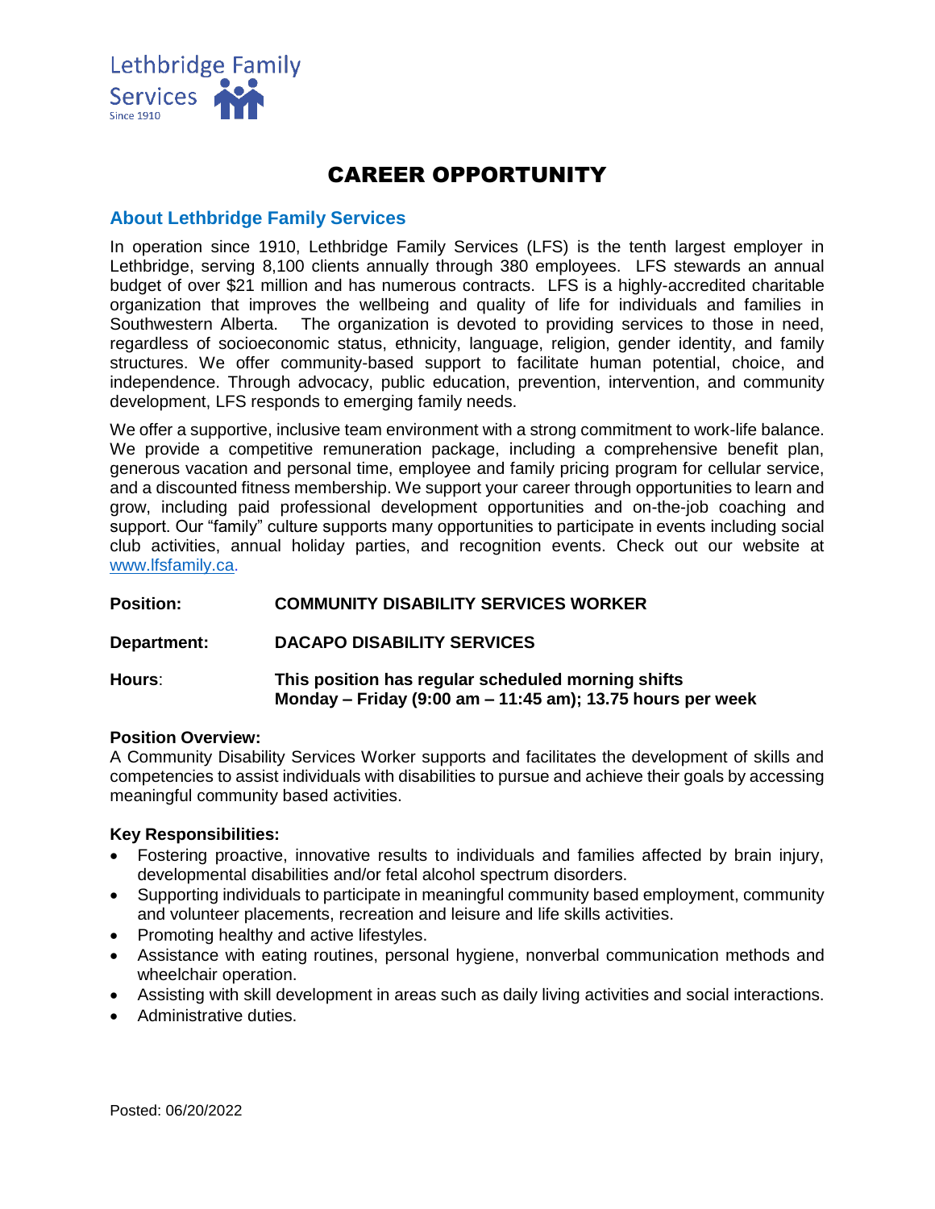Lethbridge Family Services
Since 1910

# CAREER OPPORTUNITY

## About Lethbridge Family Services

In operation since 1910, Lethbridge Family Services (LFS) is the tenth largest employer in Lethbridge, serving 8,100 clients annually through 380 employees. LFS stewards an annual budget of over $21 million and has numerous contracts. LFS is a highly-accredited charitable organization that improves the wellbeing and quality of life for individuals and families in Southwestern Alberta. The organization is devoted to providing services to those in need, regardless of socioeconomic status, ethnicity, language, religion, gender identity, and family structures. We offer community-based support to facilitate human potential, choice, and independence. Through advocacy, public education, prevention, intervention, and community development, LFS responds to emerging family needs.

We offer a supportive, inclusive team environment with a strong commitment to work-life balance. We provide a competitive remuneration package, including a comprehensive benefit plan, generous vacation and personal time, employee and family pricing program for cellular service, and a discounted fitness membership. We support your career through opportunities to learn and grow, including paid professional development opportunities and on-the-job coaching and support. Our "family" culture supports many opportunities to participate in events including social club activities, annual holiday parties, and recognition events. Check out our website at www.lfsfamily.ca.

**Position:** **COMMUNITY DISABILITY SERVICES WORKER**

**Department:** **DACAPO DISABILITY SERVICES**

**Hours**: **This position has regular scheduled morning shifts**
**Monday – Friday (9:00 am – 11:45 am); 13.75 hours per week**

**Position Overview:**
A Community Disability Services Worker supports and facilitates the development of skills and competencies to assist individuals with disabilities to pursue and achieve their goals by accessing meaningful community based activities.

**Key Responsibilities:**

- Fostering proactive, innovative results to individuals and families affected by brain injury, developmental disabilities and/or fetal alcohol spectrum disorders.
- Supporting individuals to participate in meaningful community based employment, community and volunteer placements, recreation and leisure and life skills activities.
- Promoting healthy and active lifestyles.
- Assistance with eating routines, personal hygiene, nonverbal communication methods and wheelchair operation.
- Assisting with skill development in areas such as daily living activities and social interactions.
- Administrative duties.

Posted: 06/20/2022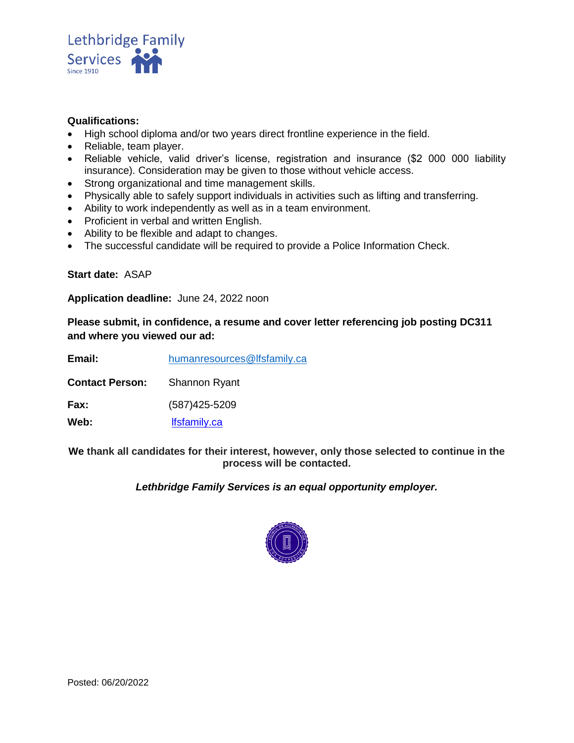Lethbridge Family Services
Since 1910

**Qualifications:**

- High school diploma and/or two years direct frontline experience in the field.
- Reliable, team player.
- Reliable vehicle, valid driver's license, registration and insurance ($2 000 000 liability insurance). Consideration may be given to those without vehicle access.
- Strong organizational and time management skills.
- Physically able to safely support individuals in activities such as lifting and transferring.
- Ability to work independently as well as in a team environment.
- Proficient in verbal and written English.
- Ability to be flexible and adapt to changes.
- The successful candidate will be required to provide a Police Information Check.

**Start date:** ASAP

**Application deadline:** June 24, 2022 noon

**Please submit, in confidence, a resume and cover letter referencing job posting DC311 and where you viewed our ad:**

**Email:** humanresources@lfsfamily.ca

**Contact Person:** Shannon Ryant

**Fax:** (587)425-5209

**Web:** lfsfamily.ca

**We thank all candidates for their interest, however, only those selected to continue in the process will be contacted.**

***Lethbridge Family Services is an equal opportunity employer.***

Posted: 06/20/2022